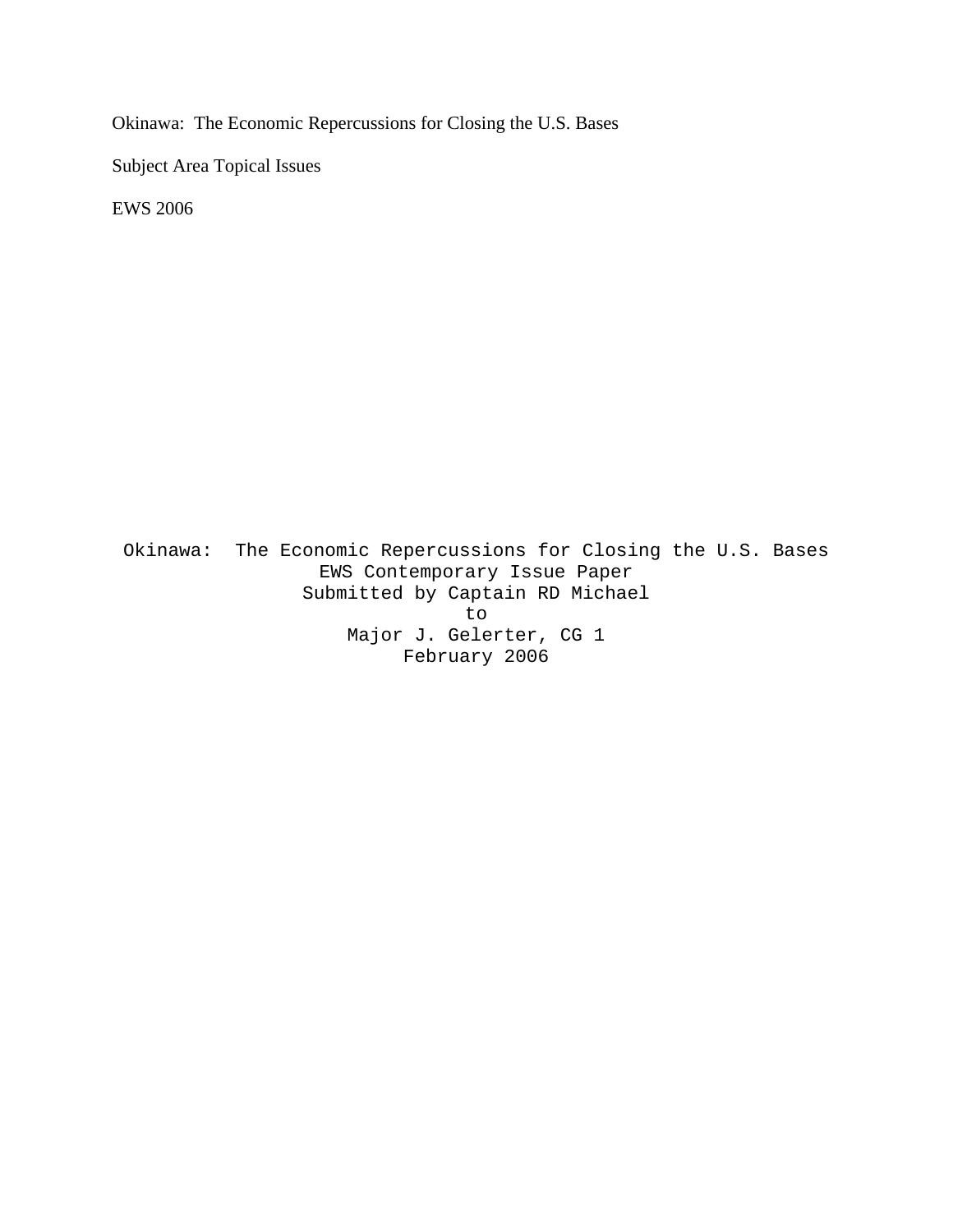Okinawa: The Economic Repercussions for Closing the U.S. Bases

Subject Area Topical Issues

EWS 2006

Okinawa: The Economic Repercussions for Closing the U.S. Bases

EWS Contemporary Issue Paper

Submitted by Captain RD Michael

to

Major J. Gelerter, CG 1

February 2006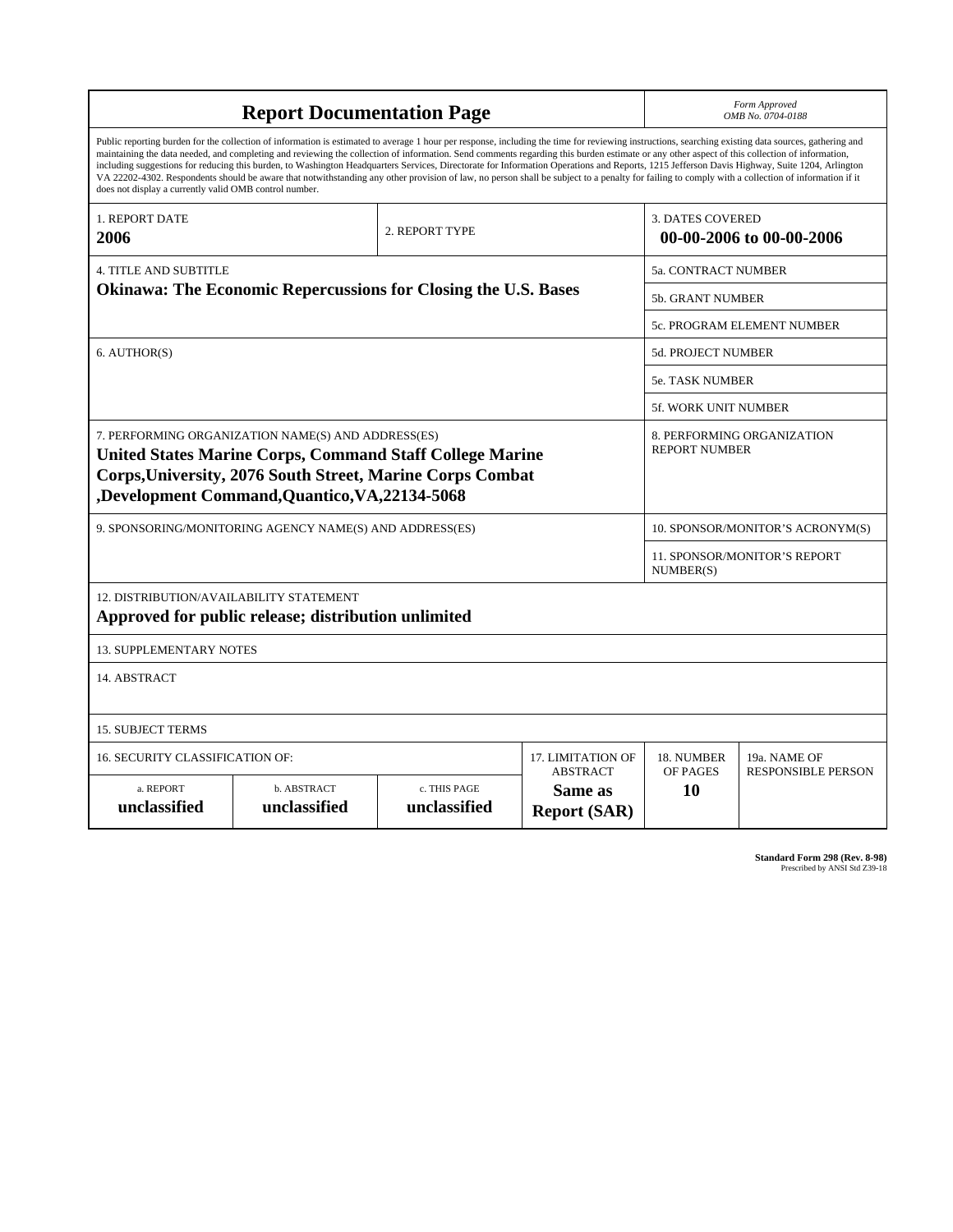# Report Documentation Page

*Form Approved*
*OMB No. 0704-0188*

Public reporting burden for the collection of information is estimated to average 1 hour per response, including the time for reviewing instructions, searching existing data sources, gathering and maintaining the data needed, and completing and reviewing the collection of information. Send comments regarding this burden estimate or any other aspect of this collection of information, including suggestions for reducing this burden, to Washington Headquarters Services, Directorate for Information Operations and Reports, 1215 Jefferson Davis Highway, Suite 1204, Arlington VA 22202-4302. Respondents should be aware that notwithstanding any other provision of law, no person shall be subject to a penalty for failing to comply with a collection of information if it does not display a currently valid OMB control number.

| 1. REPORT DATE | 2. REPORT TYPE | 3. DATES COVERED |
|---|---|---|
| **2006** | | **00-00-2006 to 00-00-2006** |

| 4. TITLE AND SUBTITLE | |
|---|---|
| **Okinawa: The Economic Repercussions for Closing the U.S. Bases** | 5a. CONTRACT NUMBER |
| | 5b. GRANT NUMBER |
| | 5c. PROGRAM ELEMENT NUMBER |
| 6. AUTHOR(S) | 5d. PROJECT NUMBER |
| | 5e. TASK NUMBER |
| | 5f. WORK UNIT NUMBER |
| 7. PERFORMING ORGANIZATION NAME(S) AND ADDRESS(ES) **United States Marine Corps, Command Staff College Marine Corps,University, 2076 South Street, Marine Corps Combat ,Development Command,Quantico,VA,22134-5068** | 8. PERFORMING ORGANIZATION REPORT NUMBER |
| 9. SPONSORING/MONITORING AGENCY NAME(S) AND ADDRESS(ES) | 10. SPONSOR/MONITOR'S ACRONYM(S) |
| | 11. SPONSOR/MONITOR'S REPORT NUMBER(S) |

12. DISTRIBUTION/AVAILABILITY STATEMENT
**Approved for public release; distribution unlimited**

13. SUPPLEMENTARY NOTES

14. ABSTRACT

15. SUBJECT TERMS

| 16. SECURITY CLASSIFICATION OF: | | | 17. LIMITATION OF ABSTRACT | 18. NUMBER OF PAGES | 19a. NAME OF RESPONSIBLE PERSON |
|---|---|---|---|---|---|
| a. REPORT | b. ABSTRACT | c. THIS PAGE | | | |
| **unclassified** | **unclassified** | **unclassified** | **Same as Report (SAR)** | **10** | |

**Standard Form 298 (Rev. 8-98)**
Prescribed by ANSI Std Z39-18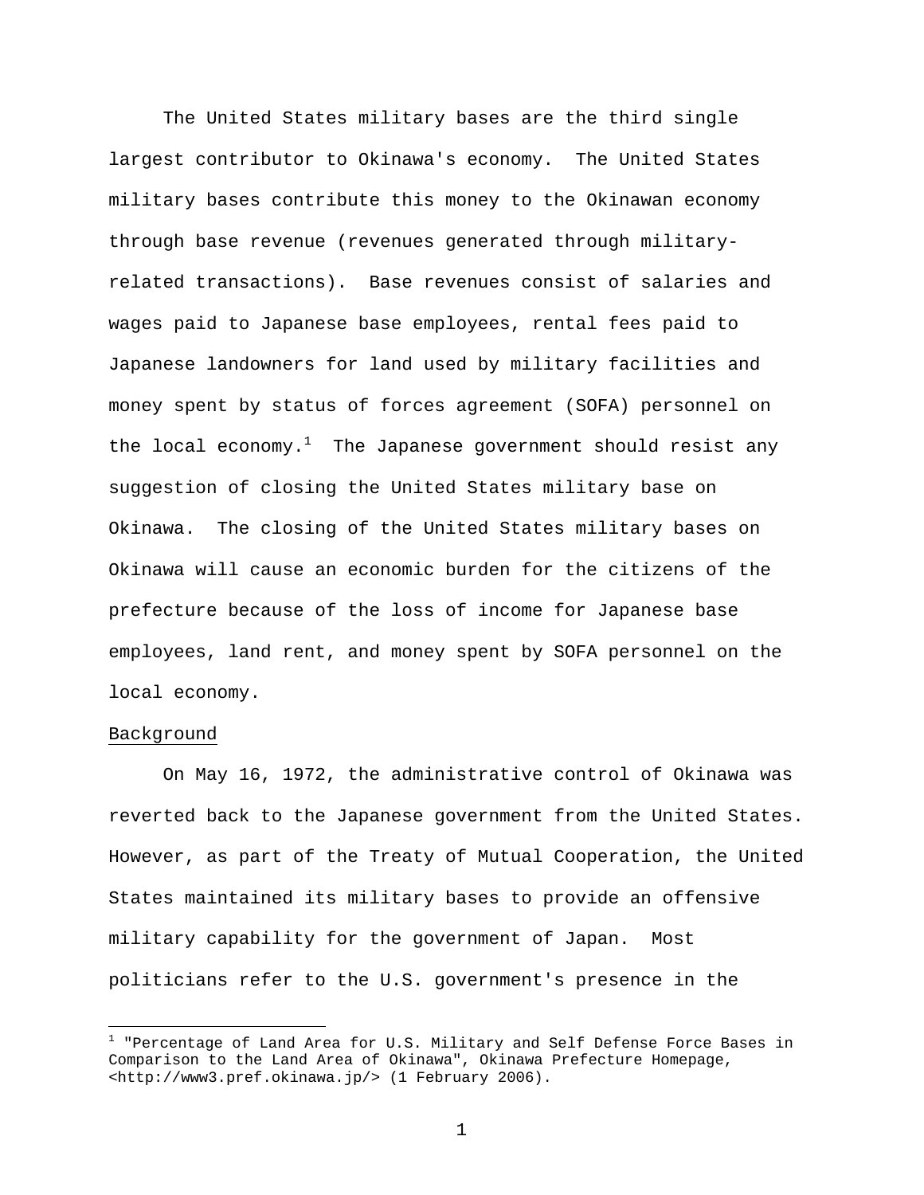The United States military bases are the third single largest contributor to Okinawa's economy. The United States military bases contribute this money to the Okinawan economy through base revenue (revenues generated through military-related transactions). Base revenues consist of salaries and wages paid to Japanese base employees, rental fees paid to Japanese landowners for land used by military facilities and money spent by status of forces agreement (SOFA) personnel on the local economy.[1] The Japanese government should resist any suggestion of closing the United States military base on Okinawa. The closing of the United States military bases on Okinawa will cause an economic burden for the citizens of the prefecture because of the loss of income for Japanese base employees, land rent, and money spent by SOFA personnel on the local economy.

## Background

On May 16, 1972, the administrative control of Okinawa was reverted back to the Japanese government from the United States. However, as part of the Treaty of Mutual Cooperation, the United States maintained its military bases to provide an offensive military capability for the government of Japan. Most politicians refer to the U.S. government's presence in the

---

[1] "Percentage of Land Area for U.S. Military and Self Defense Force Bases in Comparison to the Land Area of Okinawa", Okinawa Prefecture Homepage, <http://www3.pref.okinawa.jp/> (1 February 2006).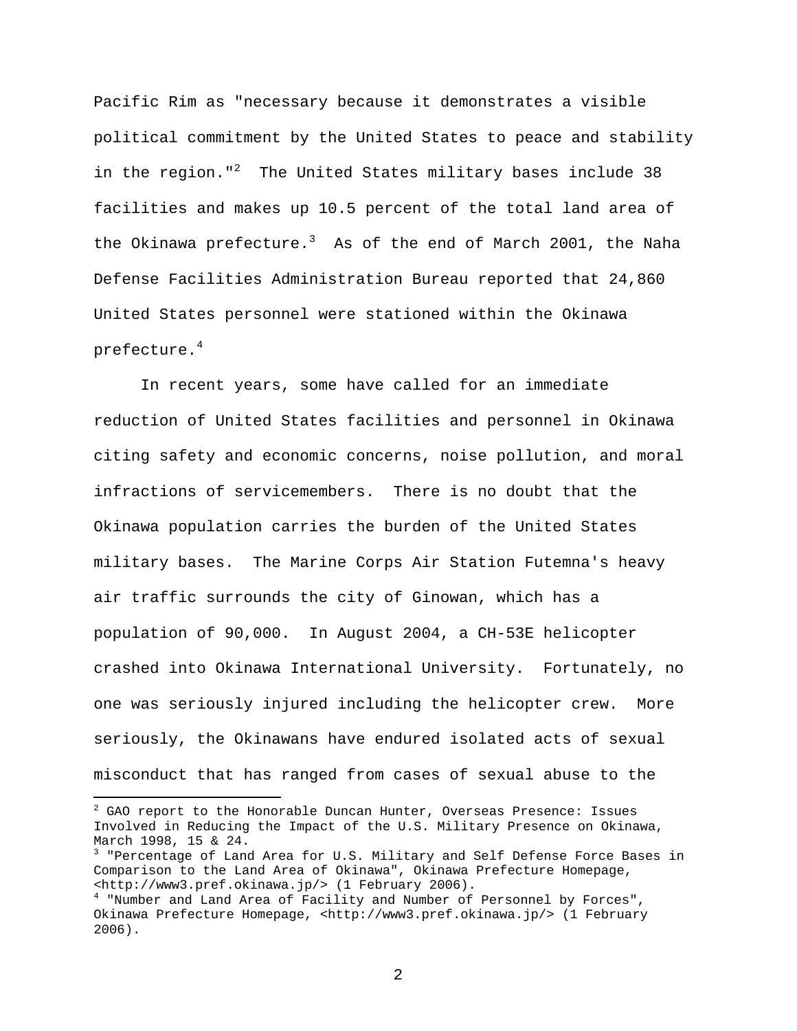Pacific Rim as "necessary because it demonstrates a visible political commitment by the United States to peace and stability in the region."[2] The United States military bases include 38 facilities and makes up 10.5 percent of the total land area of the Okinawa prefecture.[3] As of the end of March 2001, the Naha Defense Facilities Administration Bureau reported that 24,860 United States personnel were stationed within the Okinawa prefecture.[4]

In recent years, some have called for an immediate reduction of United States facilities and personnel in Okinawa citing safety and economic concerns, noise pollution, and moral infractions of servicemembers. There is no doubt that the Okinawa population carries the burden of the United States military bases. The Marine Corps Air Station Futemna's heavy air traffic surrounds the city of Ginowan, which has a population of 90,000. In August 2004, a CH-53E helicopter crashed into Okinawa International University. Fortunately, no one was seriously injured including the helicopter crew. More seriously, the Okinawans have endured isolated acts of sexual misconduct that has ranged from cases of sexual abuse to the

---

[2] GAO report to the Honorable Duncan Hunter, Overseas Presence: Issues Involved in Reducing the Impact of the U.S. Military Presence on Okinawa, March 1998, 15 & 24.

[3] "Percentage of Land Area for U.S. Military and Self Defense Force Bases in Comparison to the Land Area of Okinawa", Okinawa Prefecture Homepage, <http://www3.pref.okinawa.jp/> (1 February 2006).

[4] "Number and Land Area of Facility and Number of Personnel by Forces", Okinawa Prefecture Homepage, <http://www3.pref.okinawa.jp/> (1 February 2006).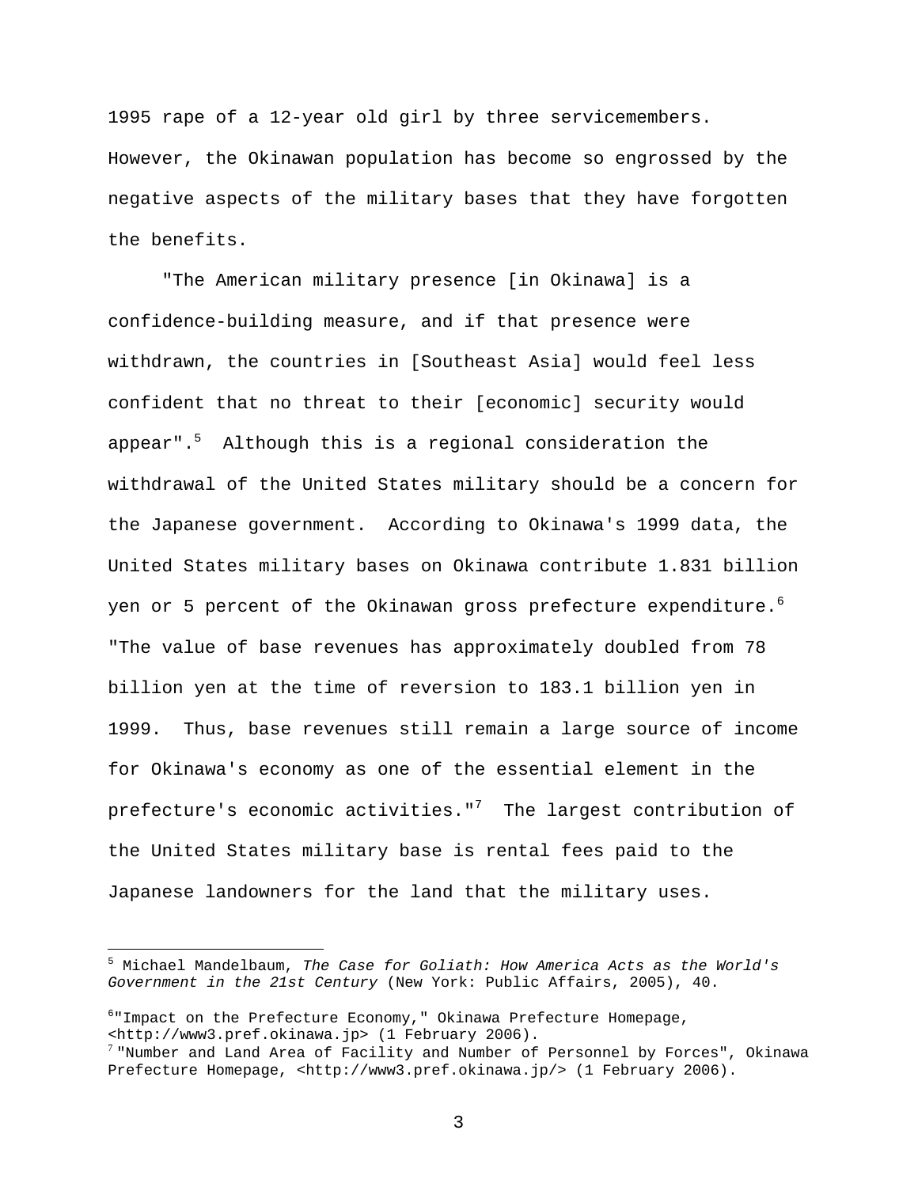1995 rape of a 12-year old girl by three servicemembers. However, the Okinawan population has become so engrossed by the negative aspects of the military bases that they have forgotten the benefits.

"The American military presence [in Okinawa] is a confidence-building measure, and if that presence were withdrawn, the countries in [Southeast Asia] would feel less confident that no threat to their [economic] security would appear".[5] Although this is a regional consideration the withdrawal of the United States military should be a concern for the Japanese government. According to Okinawa's 1999 data, the United States military bases on Okinawa contribute 1.831 billion yen or 5 percent of the Okinawan gross prefecture expenditure.[6] "The value of base revenues has approximately doubled from 78 billion yen at the time of reversion to 183.1 billion yen in 1999. Thus, base revenues still remain a large source of income for Okinawa's economy as one of the essential element in the prefecture's economic activities."[7] The largest contribution of the United States military base is rental fees paid to the Japanese landowners for the land that the military uses.

---

[5] Michael Mandelbaum, *The Case for Goliath: How America Acts as the World's Government in the 21st Century* (New York: Public Affairs, 2005), 40.

[6] "Impact on the Prefecture Economy," Okinawa Prefecture Homepage, <http://www3.pref.okinawa.jp> (1 February 2006).

[7] "Number and Land Area of Facility and Number of Personnel by Forces", Okinawa Prefecture Homepage, <http://www3.pref.okinawa.jp/> (1 February 2006).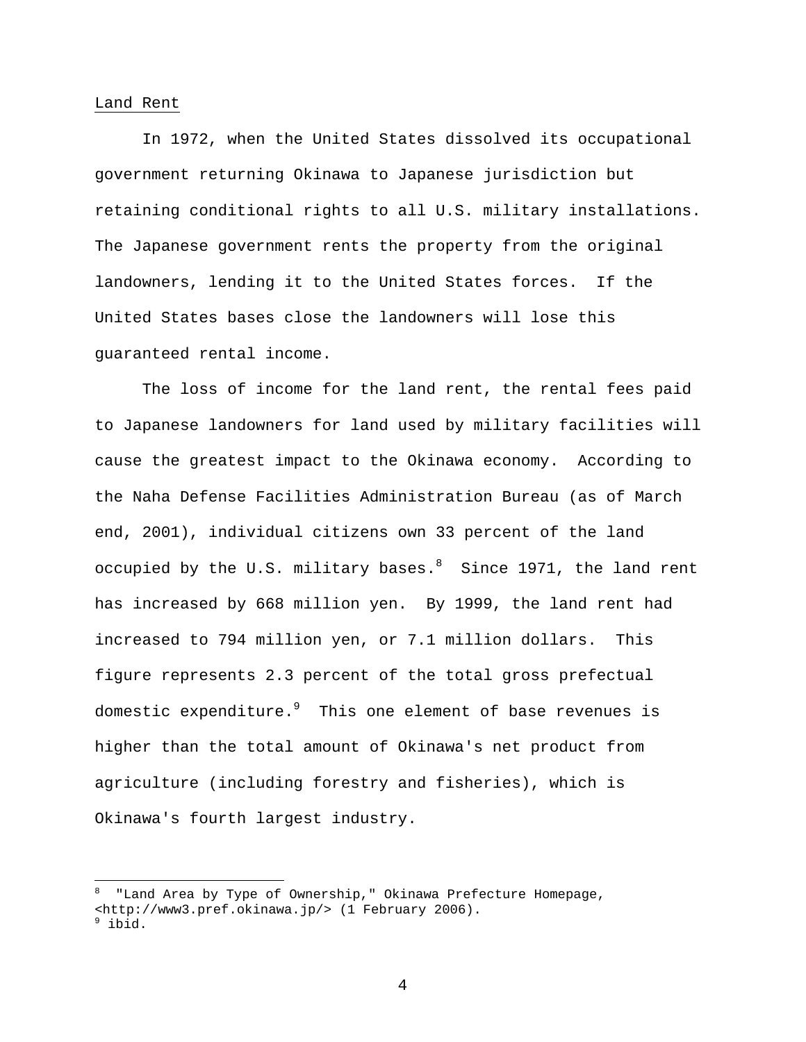Land Rent

In 1972, when the United States dissolved its occupational government returning Okinawa to Japanese jurisdiction but retaining conditional rights to all U.S. military installations. The Japanese government rents the property from the original landowners, lending it to the United States forces. If the United States bases close the landowners will lose this guaranteed rental income.

The loss of income for the land rent, the rental fees paid to Japanese landowners for land used by military facilities will cause the greatest impact to the Okinawa economy. According to the Naha Defense Facilities Administration Bureau (as of March end, 2001), individual citizens own 33 percent of the land occupied by the U.S. military bases.[8] Since 1971, the land rent has increased by 668 million yen. By 1999, the land rent had increased to 794 million yen, or 7.1 million dollars. This figure represents 2.3 percent of the total gross prefectual domestic expenditure.[9] This one element of base revenues is higher than the total amount of Okinawa's net product from agriculture (including forestry and fisheries), which is Okinawa's fourth largest industry.

---

[8] "Land Area by Type of Ownership," Okinawa Prefecture Homepage, <http://www3.pref.okinawa.jp/> (1 February 2006).

[9] ibid.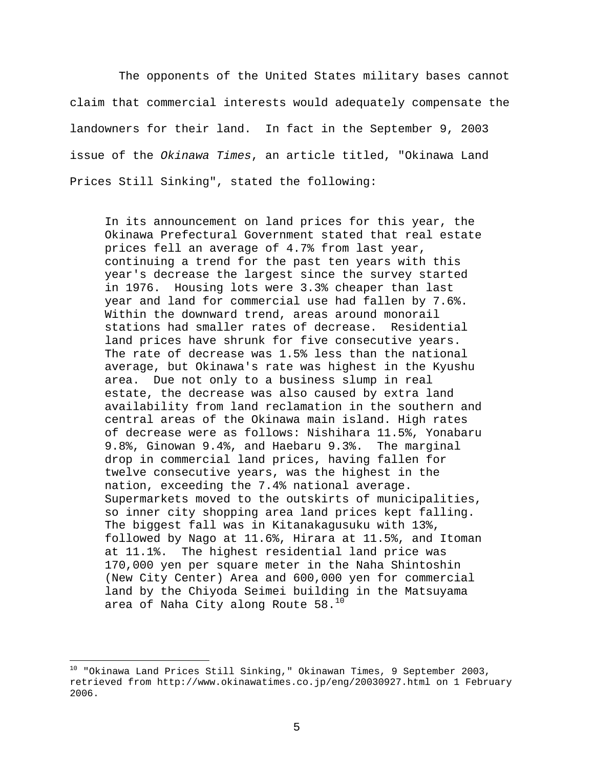The opponents of the United States military bases cannot claim that commercial interests would adequately compensate the landowners for their land. In fact in the September 9, 2003 issue of the *Okinawa Times*, an article titled, "Okinawa Land Prices Still Sinking", stated the following:

> In its announcement on land prices for this year, the Okinawa Prefectural Government stated that real estate prices fell an average of 4.7% from last year, continuing a trend for the past ten years with this year's decrease the largest since the survey started in 1976. Housing lots were 3.3% cheaper than last year and land for commercial use had fallen by 7.6%. Within the downward trend, areas around monorail stations had smaller rates of decrease. Residential land prices have shrunk for five consecutive years. The rate of decrease was 1.5% less than the national average, but Okinawa's rate was highest in the Kyushu area. Due not only to a business slump in real estate, the decrease was also caused by extra land availability from land reclamation in the southern and central areas of the Okinawa main island. High rates of decrease were as follows: Nishihara 11.5%, Yonabaru 9.8%, Ginowan 9.4%, and Haebaru 9.3%. The marginal drop in commercial land prices, having fallen for twelve consecutive years, was the highest in the nation, exceeding the 7.4% national average. Supermarkets moved to the outskirts of municipalities, so inner city shopping area land prices kept falling. The biggest fall was in Kitanakagusuku with 13%, followed by Nago at 11.6%, Hirara at 11.5%, and Itoman at 11.1%. The highest residential land price was 170,000 yen per square meter in the Naha Shintoshin (New City Center) Area and 600,000 yen for commercial land by the Chiyoda Seimei building in the Matsuyama area of Naha City along Route 58.[10]

[10] "Okinawa Land Prices Still Sinking," Okinawan Times, 9 September 2003, retrieved from http://www.okinawatimes.co.jp/eng/20030927.html on 1 February 2006.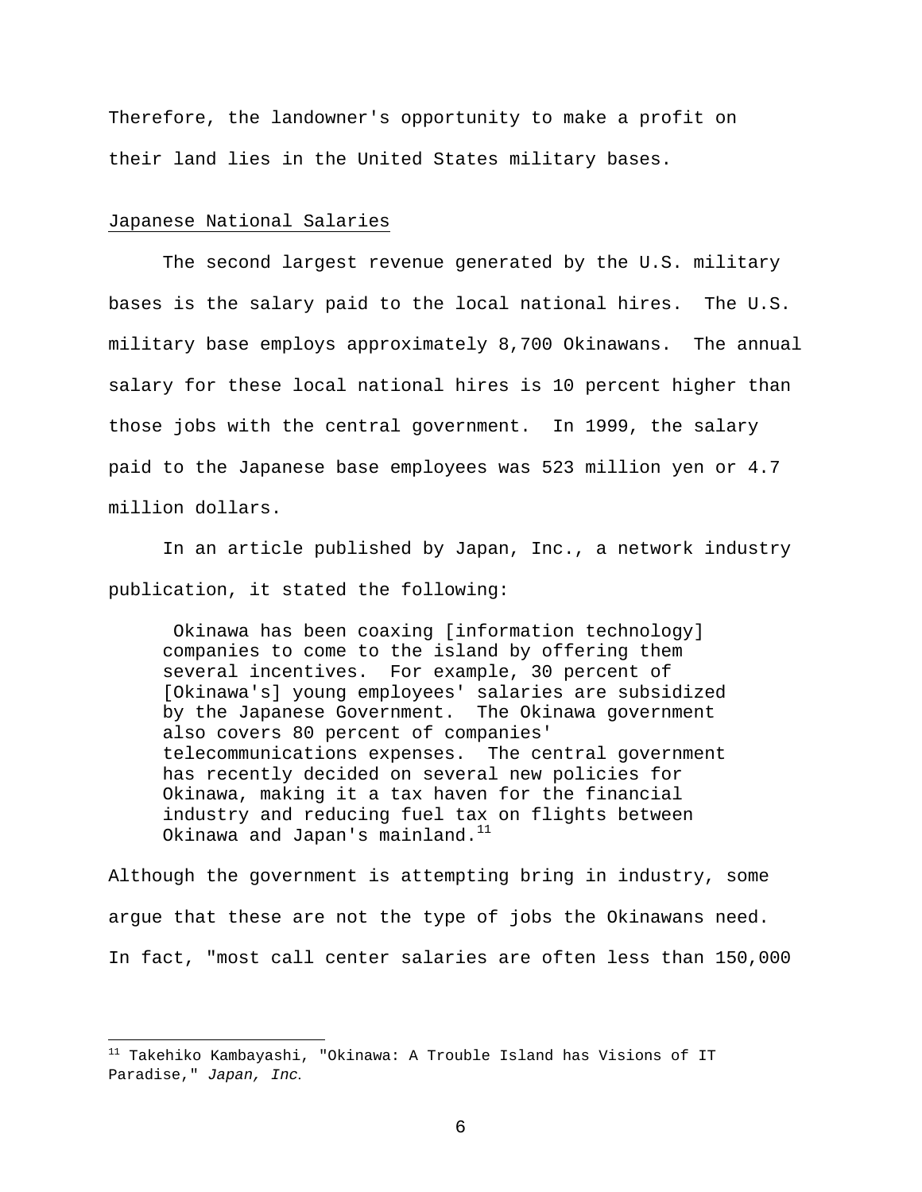Therefore, the landowner's opportunity to make a profit on their land lies in the United States military bases.

## Japanese National Salaries

The second largest revenue generated by the U.S. military bases is the salary paid to the local national hires. The U.S. military base employs approximately 8,700 Okinawans. The annual salary for these local national hires is 10 percent higher than those jobs with the central government. In 1999, the salary paid to the Japanese base employees was 523 million yen or 4.7 million dollars.

In an article published by Japan, Inc., a network industry publication, it stated the following:

> Okinawa has been coaxing [information technology] companies to come to the island by offering them several incentives. For example, 30 percent of [Okinawa's] young employees' salaries are subsidized by the Japanese Government. The Okinawa government also covers 80 percent of companies' telecommunications expenses. The central government has recently decided on several new policies for Okinawa, making it a tax haven for the financial industry and reducing fuel tax on flights between Okinawa and Japan's mainland.[11]

Although the government is attempting bring in industry, some argue that these are not the type of jobs the Okinawans need. In fact, "most call center salaries are often less than 150,000

---

[11] Takehiko Kambayashi, "Okinawa: A Trouble Island has Visions of IT Paradise," *Japan, Inc*.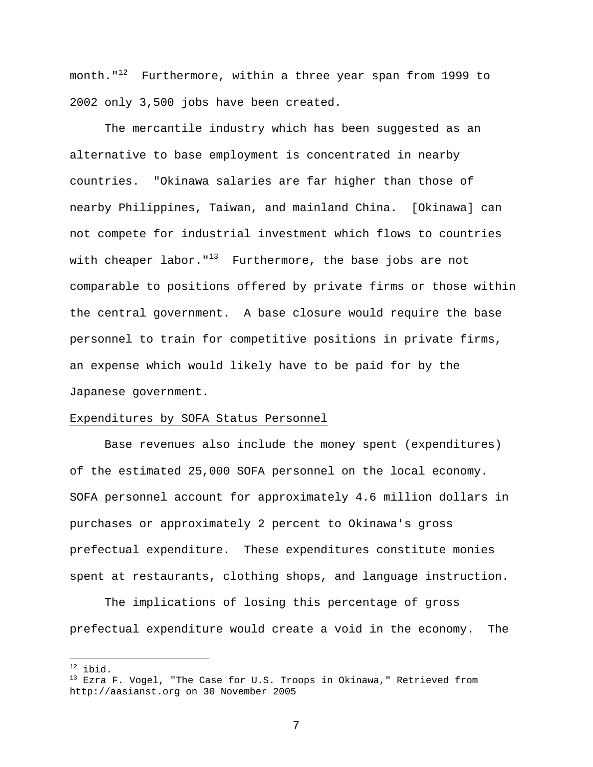month."[12] Furthermore, within a three year span from 1999 to 2002 only 3,500 jobs have been created.

The mercantile industry which has been suggested as an alternative to base employment is concentrated in nearby countries. "Okinawa salaries are far higher than those of nearby Philippines, Taiwan, and mainland China. [Okinawa] can not compete for industrial investment which flows to countries with cheaper labor."[13] Furthermore, the base jobs are not comparable to positions offered by private firms or those within the central government. A base closure would require the base personnel to train for competitive positions in private firms, an expense which would likely have to be paid for by the Japanese government.

<u>Expenditures by SOFA Status Personnel</u>

Base revenues also include the money spent (expenditures) of the estimated 25,000 SOFA personnel on the local economy. SOFA personnel account for approximately 4.6 million dollars in purchases or approximately 2 percent to Okinawa's gross prefectual expenditure. These expenditures constitute monies spent at restaurants, clothing shops, and language instruction.

The implications of losing this percentage of gross prefectual expenditure would create a void in the economy. The

---

[12] ibid.

[13] Ezra F. Vogel, "The Case for U.S. Troops in Okinawa," Retrieved from http://aasianst.org on 30 November 2005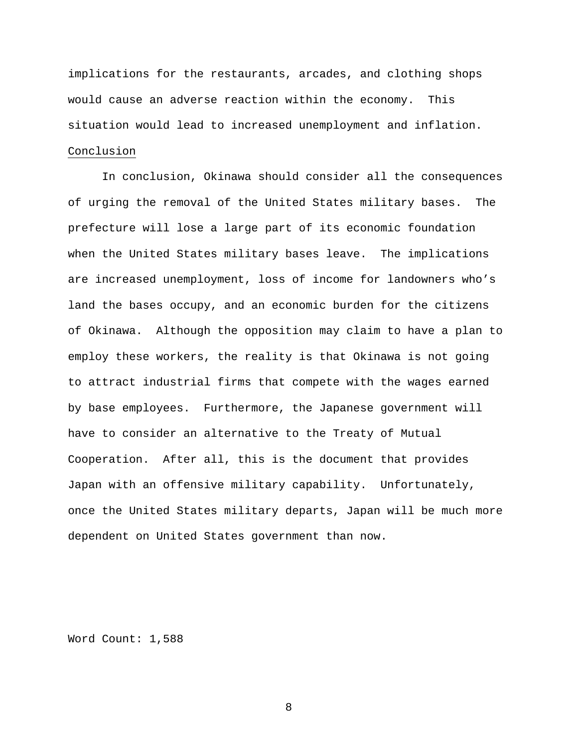implications for the restaurants, arcades, and clothing shops would cause an adverse reaction within the economy. This situation would lead to increased unemployment and inflation.

## Conclusion

In conclusion, Okinawa should consider all the consequences of urging the removal of the United States military bases. The prefecture will lose a large part of its economic foundation when the United States military bases leave. The implications are increased unemployment, loss of income for landowners who's land the bases occupy, and an economic burden for the citizens of Okinawa. Although the opposition may claim to have a plan to employ these workers, the reality is that Okinawa is not going to attract industrial firms that compete with the wages earned by base employees. Furthermore, the Japanese government will have to consider an alternative to the Treaty of Mutual Cooperation. After all, this is the document that provides Japan with an offensive military capability. Unfortunately, once the United States military departs, Japan will be much more dependent on United States government than now.

Word Count: 1,588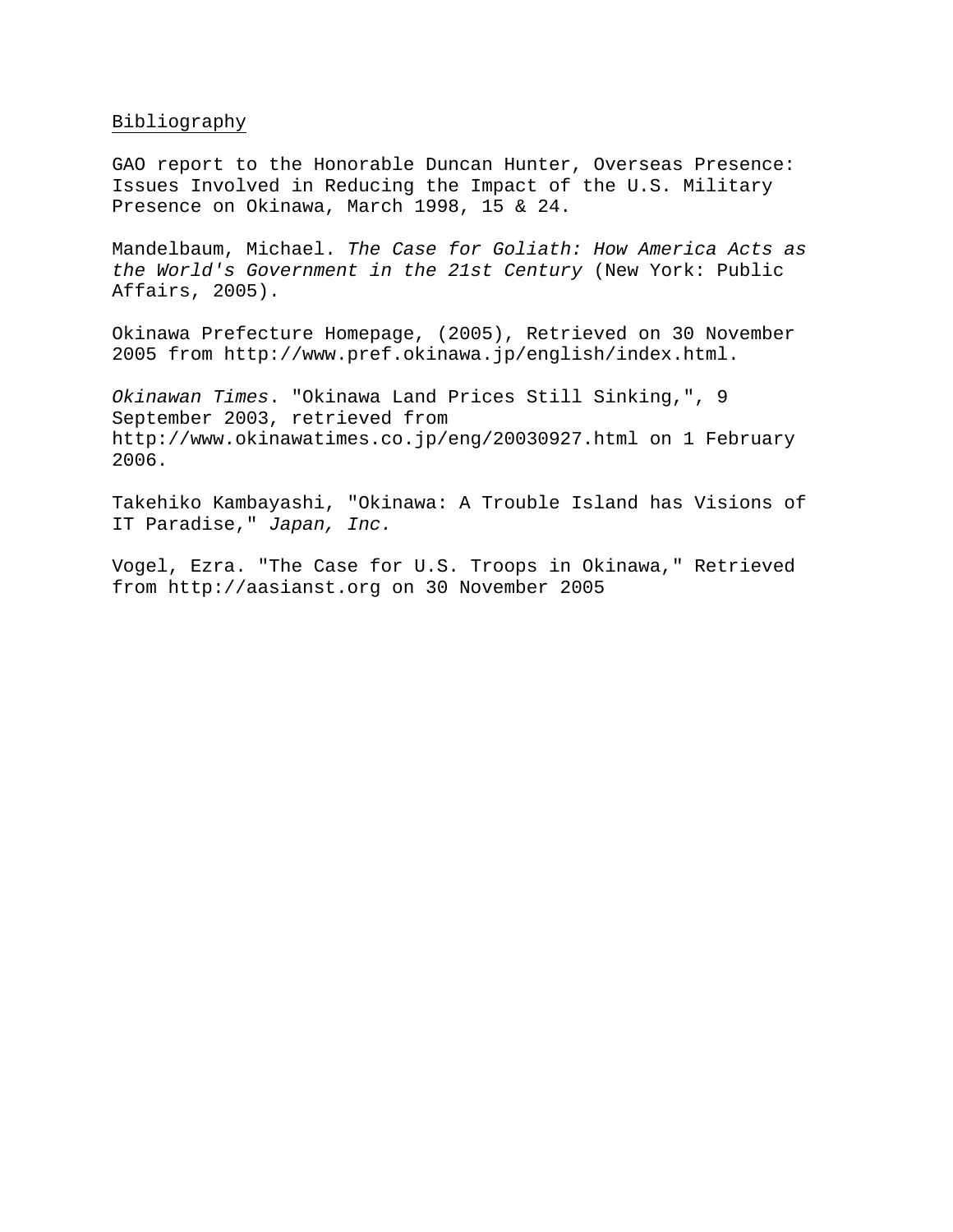Bibliography

GAO report to the Honorable Duncan Hunter, Overseas Presence: Issues Involved in Reducing the Impact of the U.S. Military Presence on Okinawa, March 1998, 15 & 24.

Mandelbaum, Michael. *The Case for Goliath: How America Acts as the World's Government in the 21st Century* (New York: Public Affairs, 2005).

Okinawa Prefecture Homepage, (2005), Retrieved on 30 November 2005 from http://www.pref.okinawa.jp/english/index.html.

*Okinawan Times*. "Okinawa Land Prices Still Sinking,", 9 September 2003, retrieved from http://www.okinawatimes.co.jp/eng/20030927.html on 1 February 2006.

Takehiko Kambayashi, "Okinawa: A Trouble Island has Visions of IT Paradise," *Japan, Inc.*

Vogel, Ezra. "The Case for U.S. Troops in Okinawa," Retrieved from http://aasianst.org on 30 November 2005